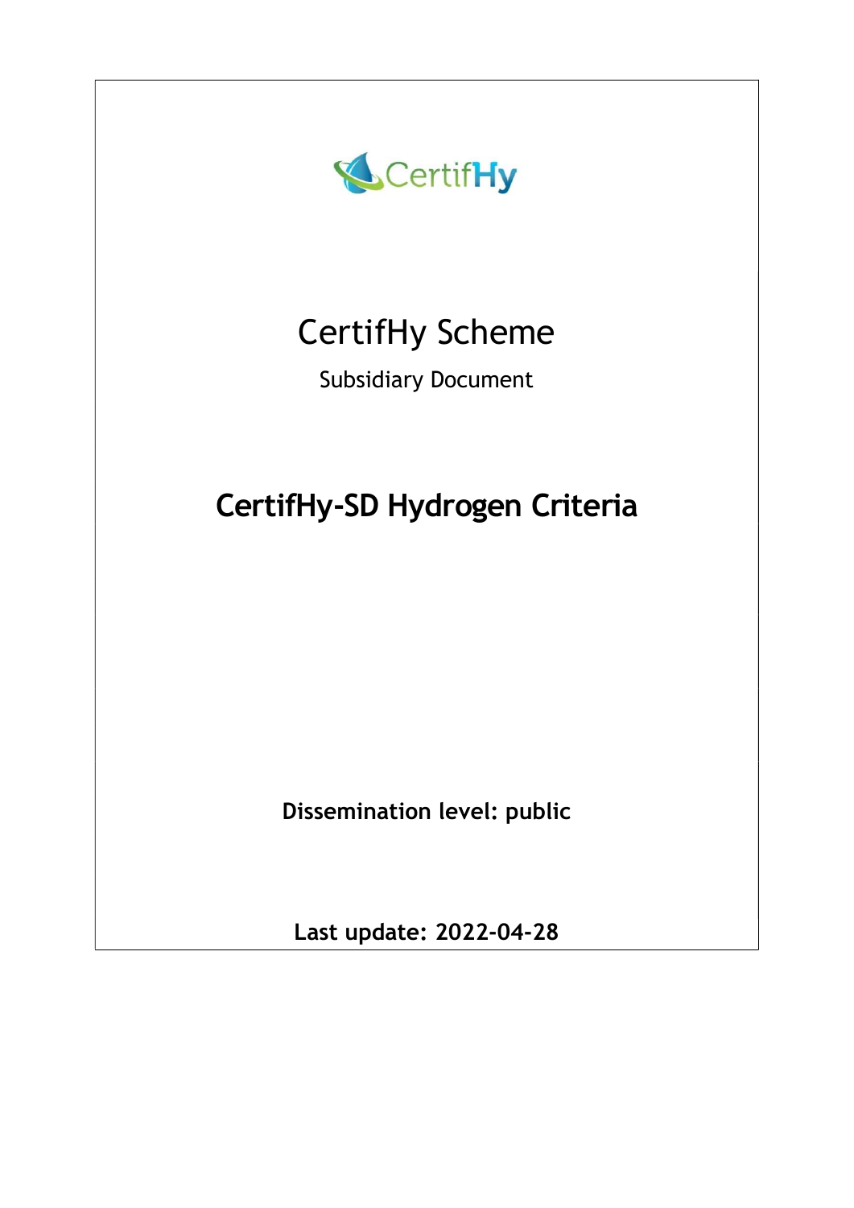CertifHy

# CertifHy Scheme

Subsidiary Document

## CertifHy-SD Hydrogen Criteria

**Dissemination level: public**

**Last update: 2022-04-28**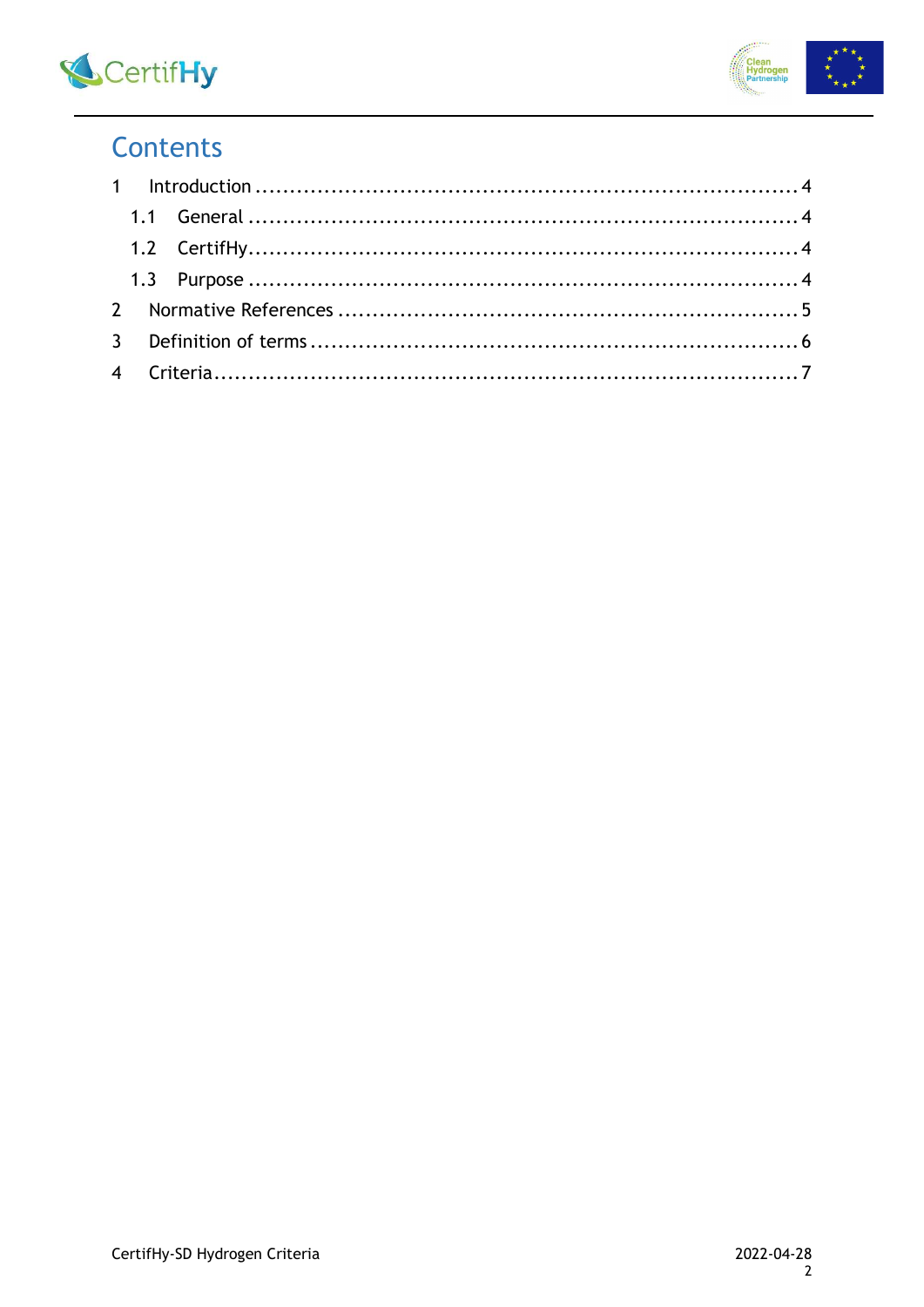# Contents

1 Introduction ........................................................................ 4

  1.1 General ........................................................................ 4

  1.2 CertifHy ........................................................................ 4

  1.3 Purpose ........................................................................ 4

2 Normative References ........................................................................ 5

3 Definition of terms ........................................................................ 6

4 Criteria ........................................................................ 7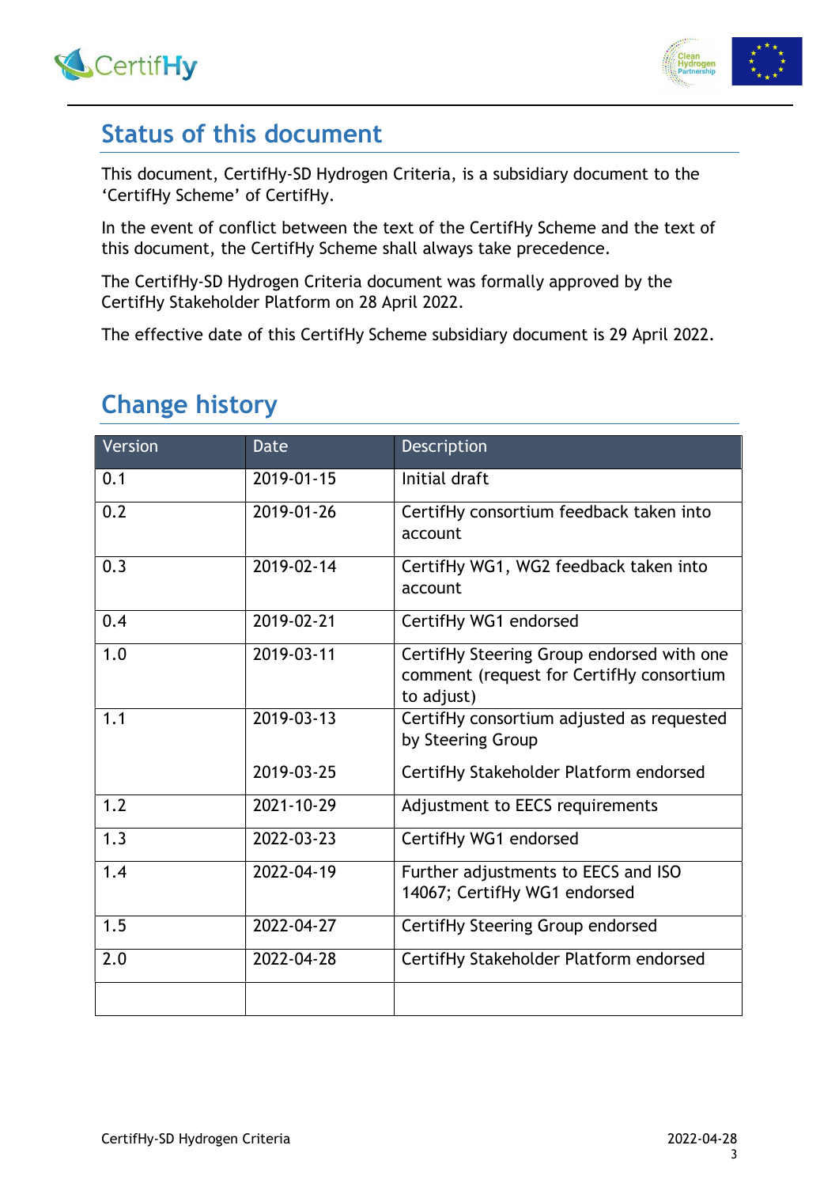## Status of this document

This document, CertifHy-SD Hydrogen Criteria, is a subsidiary document to the 'CertifHy Scheme' of CertifHy.

In the event of conflict between the text of the CertifHy Scheme and the text of this document, the CertifHy Scheme shall always take precedence.

The CertifHy-SD Hydrogen Criteria document was formally approved by the CertifHy Stakeholder Platform on 28 April 2022.

The effective date of this CertifHy Scheme subsidiary document is 29 April 2022.

## Change history

| Version | Date | Description |
|---|---|---|
| 0.1 | 2019-01-15 | Initial draft |
| 0.2 | 2019-01-26 | CertifHy consortium feedback taken into account |
| 0.3 | 2019-02-14 | CertifHy WG1, WG2 feedback taken into account |
| 0.4 | 2019-02-21 | CertifHy WG1 endorsed |
| 1.0 | 2019-03-11 | CertifHy Steering Group endorsed with one comment (request for CertifHy consortium to adjust) |
| 1.1 | 2019-03-13<br>2019-03-25 | CertifHy consortium adjusted as requested by Steering Group<br>CertifHy Stakeholder Platform endorsed |
| 1.2 | 2021-10-29 | Adjustment to EECS requirements |
| 1.3 | 2022-03-23 | CertifHy WG1 endorsed |
| 1.4 | 2022-04-19 | Further adjustments to EECS and ISO 14067; CertifHy WG1 endorsed |
| 1.5 | 2022-04-27 | CertifHy Steering Group endorsed |
| 2.0 | 2022-04-28 | CertifHy Stakeholder Platform endorsed |
| | | |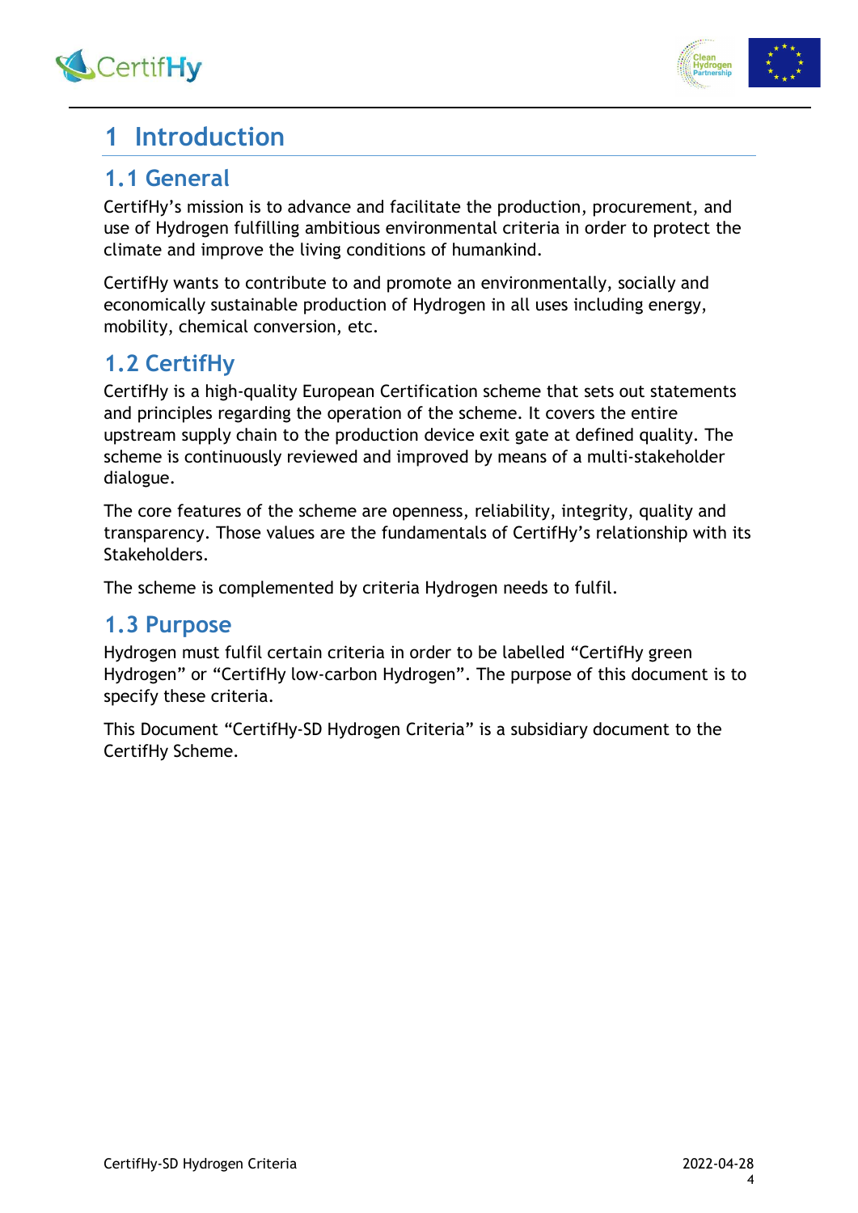# 1 Introduction

## 1.1 General

CertifHy's mission is to advance and facilitate the production, procurement, and use of Hydrogen fulfilling ambitious environmental criteria in order to protect the climate and improve the living conditions of humankind.

CertifHy wants to contribute to and promote an environmentally, socially and economically sustainable production of Hydrogen in all uses including energy, mobility, chemical conversion, etc.

## 1.2 CertifHy

CertifHy is a high-quality European Certification scheme that sets out statements and principles regarding the operation of the scheme. It covers the entire upstream supply chain to the production device exit gate at defined quality. The scheme is continuously reviewed and improved by means of a multi-stakeholder dialogue.

The core features of the scheme are openness, reliability, integrity, quality and transparency. Those values are the fundamentals of CertifHy's relationship with its Stakeholders.

The scheme is complemented by criteria Hydrogen needs to fulfil.

## 1.3 Purpose

Hydrogen must fulfil certain criteria in order to be labelled "CertifHy green Hydrogen" or "CertifHy low-carbon Hydrogen". The purpose of this document is to specify these criteria.

This Document "CertifHy-SD Hydrogen Criteria" is a subsidiary document to the CertifHy Scheme.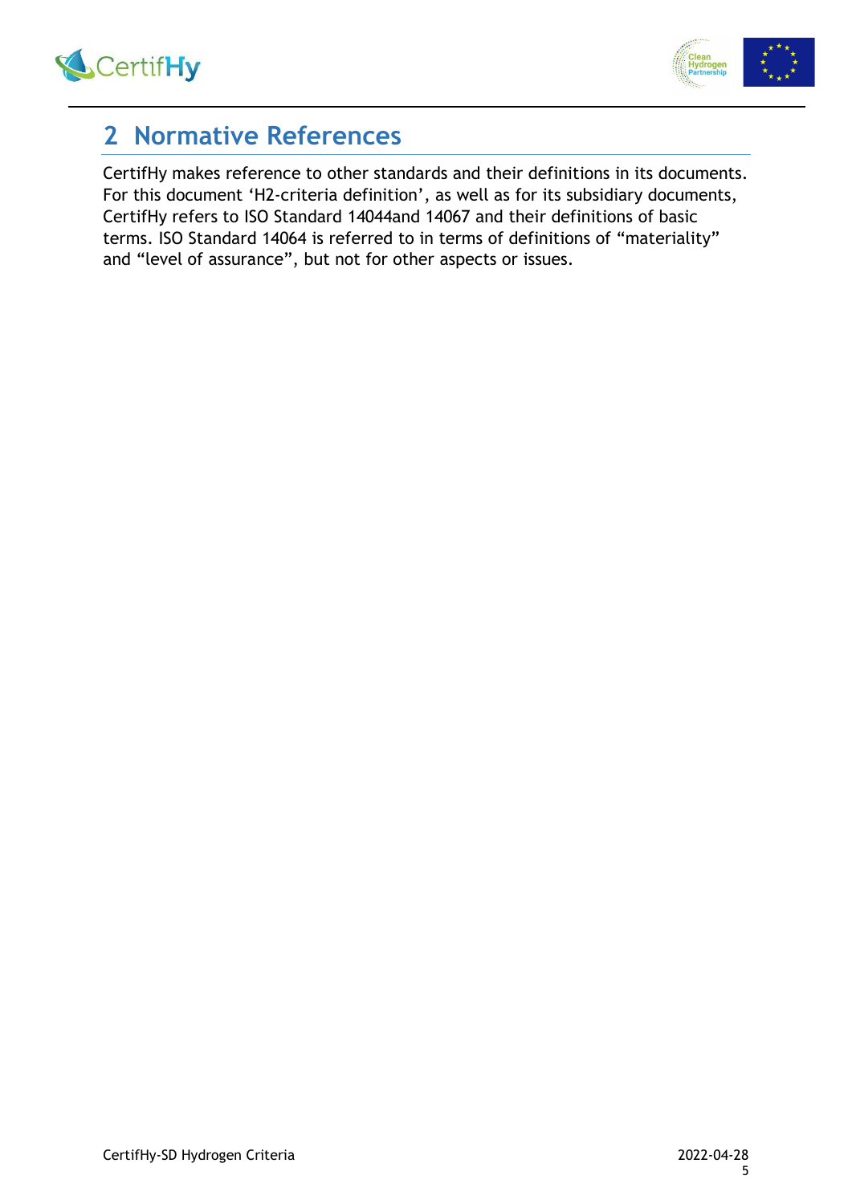## 2 Normative References

CertifHy makes reference to other standards and their definitions in its documents. For this document 'H2-criteria definition', as well as for its subsidiary documents, CertifHy refers to ISO Standard 14044and 14067 and their definitions of basic terms. ISO Standard 14064 is referred to in terms of definitions of "materiality" and "level of assurance", but not for other aspects or issues.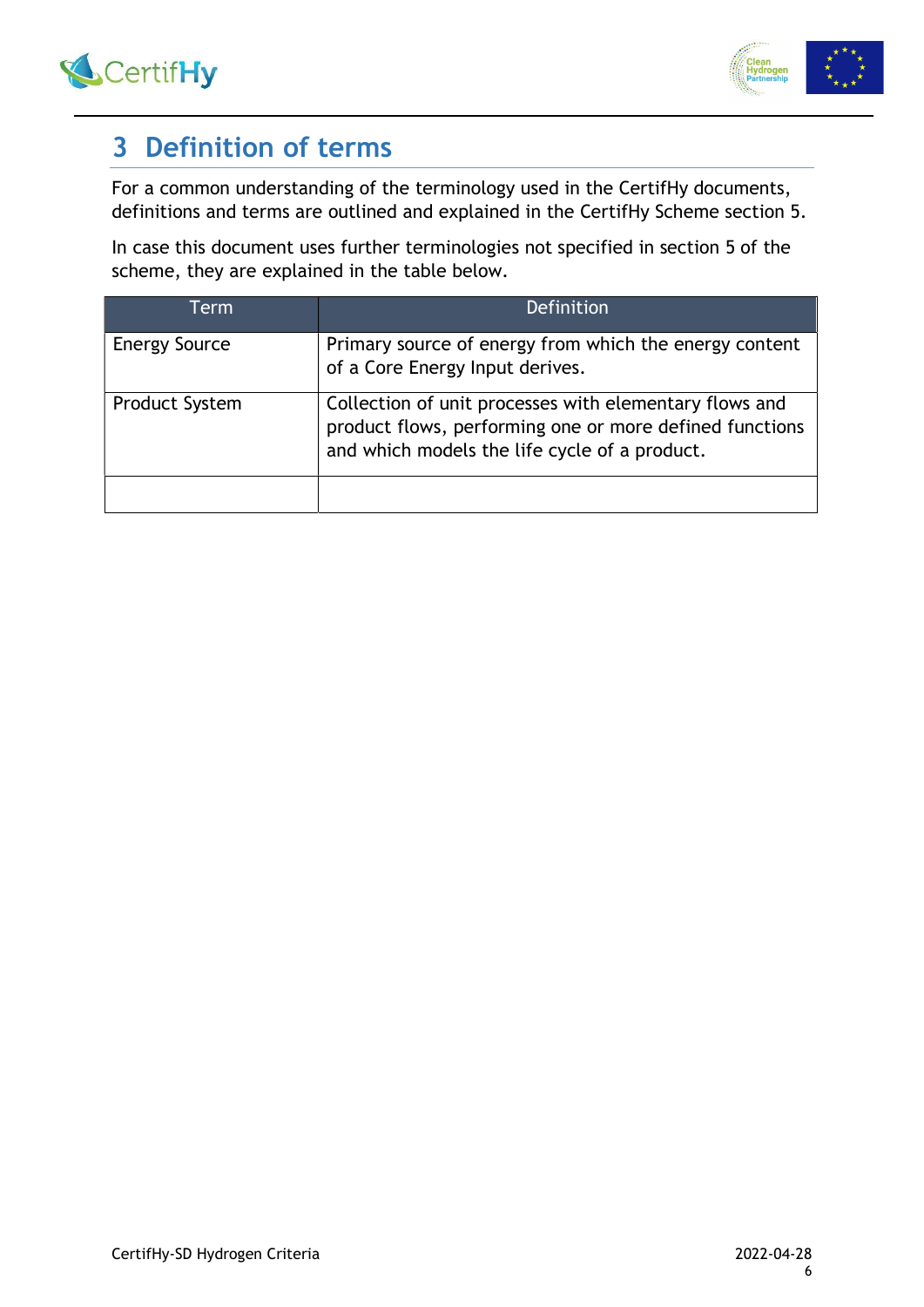# 3 Definition of terms

For a common understanding of the terminology used in the CertifHy documents, definitions and terms are outlined and explained in the CertifHy Scheme section 5.

In case this document uses further terminologies not specified in section 5 of the scheme, they are explained in the table below.

| Term | Definition |
|---|---|
| Energy Source | Primary source of energy from which the energy content of a Core Energy Input derives. |
| Product System | Collection of unit processes with elementary flows and product flows, performing one or more defined functions and which models the life cycle of a product. |
| | |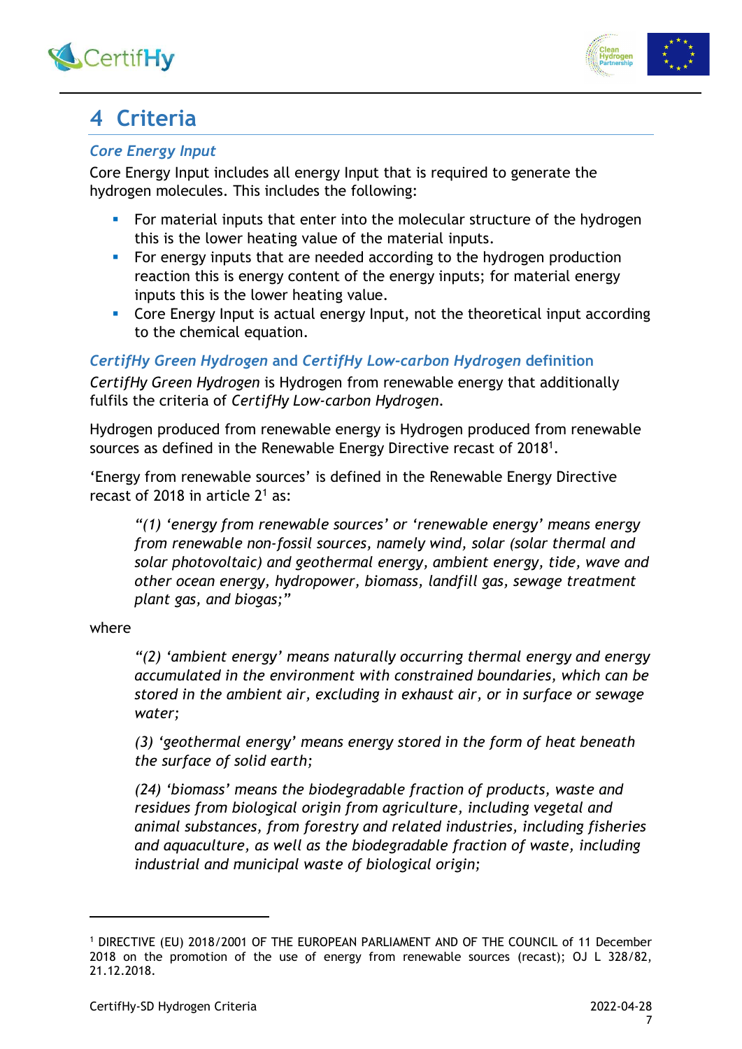# 4 Criteria

### *Core Energy Input*

Core Energy Input includes all energy Input that is required to generate the hydrogen molecules. This includes the following:

- For material inputs that enter into the molecular structure of the hydrogen this is the lower heating value of the material inputs.
- For energy inputs that are needed according to the hydrogen production reaction this is energy content of the energy inputs; for material energy inputs this is the lower heating value.
- Core Energy Input is actual energy Input, not the theoretical input according to the chemical equation.

### *CertifHy Green Hydrogen* and *CertifHy Low-carbon Hydrogen* definition

*CertifHy Green Hydrogen* is Hydrogen from renewable energy that additionally fulfils the criteria of *CertifHy Low-carbon Hydrogen.*

Hydrogen produced from renewable energy is Hydrogen produced from renewable sources as defined in the Renewable Energy Directive recast of 2018[1].

'Energy from renewable sources' is defined in the Renewable Energy Directive recast of 2018 in article 2[1] as:

> *"(1) 'energy from renewable sources' or 'renewable energy' means energy from renewable non-fossil sources, namely wind, solar (solar thermal and solar photovoltaic) and geothermal energy, ambient energy, tide, wave and other ocean energy, hydropower, biomass, landfill gas, sewage treatment plant gas, and biogas;"*

where

> *"(2) 'ambient energy' means naturally occurring thermal energy and energy accumulated in the environment with constrained boundaries, which can be stored in the ambient air, excluding in exhaust air, or in surface or sewage water;*
>
> *(3) 'geothermal energy' means energy stored in the form of heat beneath the surface of solid earth;*
>
> *(24) 'biomass' means the biodegradable fraction of products, waste and residues from biological origin from agriculture, including vegetal and animal substances, from forestry and related industries, including fisheries and aquaculture, as well as the biodegradable fraction of waste, including industrial and municipal waste of biological origin;*

---

[1] DIRECTIVE (EU) 2018/2001 OF THE EUROPEAN PARLIAMENT AND OF THE COUNCIL of 11 December 2018 on the promotion of the use of energy from renewable sources (recast); OJ L 328/82, 21.12.2018.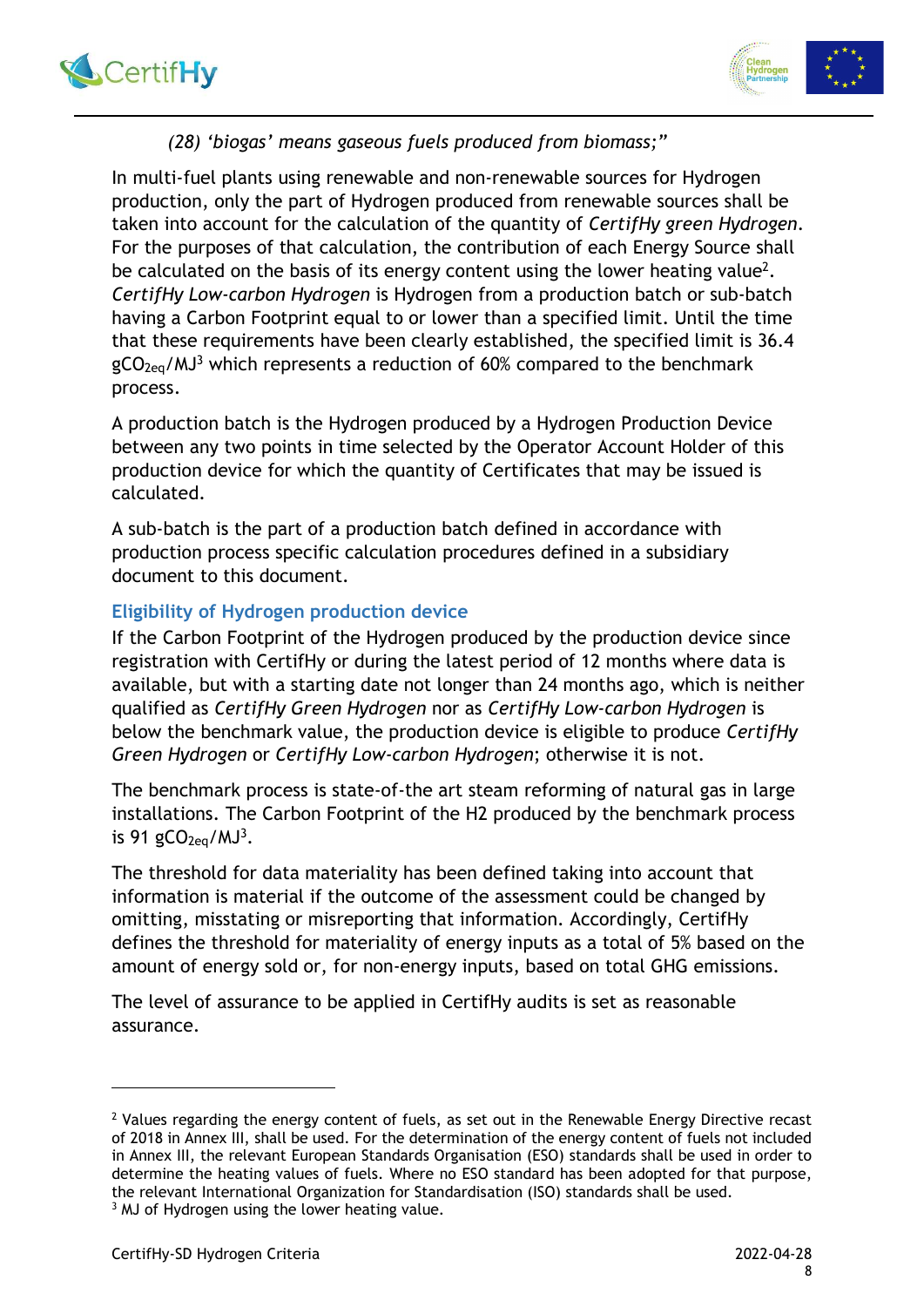*(28) 'biogas' means gaseous fuels produced from biomass;"*

In multi-fuel plants using renewable and non-renewable sources for Hydrogen production, only the part of Hydrogen produced from renewable sources shall be taken into account for the calculation of the quantity of *CertifHy green Hydrogen*. For the purposes of that calculation, the contribution of each Energy Source shall be calculated on the basis of its energy content using the lower heating value[2]. *CertifHy Low-carbon Hydrogen* is Hydrogen from a production batch or sub-batch having a Carbon Footprint equal to or lower than a specified limit. Until the time that these requirements have been clearly established, the specified limit is 36.4 $gCO_{2eq}/MJ$[3] which represents a reduction of 60% compared to the benchmark process.

A production batch is the Hydrogen produced by a Hydrogen Production Device between any two points in time selected by the Operator Account Holder of this production device for which the quantity of Certificates that may be issued is calculated.

A sub-batch is the part of a production batch defined in accordance with production process specific calculation procedures defined in a subsidiary document to this document.

### Eligibility of Hydrogen production device

If the Carbon Footprint of the Hydrogen produced by the production device since registration with CertifHy or during the latest period of 12 months where data is available, but with a starting date not longer than 24 months ago, which is neither qualified as *CertifHy Green Hydrogen* nor as *CertifHy Low-carbon Hydrogen* is below the benchmark value, the production device is eligible to produce *CertifHy Green Hydrogen* or *CertifHy Low-carbon Hydrogen*; otherwise it is not.

The benchmark process is state-of-the art steam reforming of natural gas in large installations. The Carbon Footprint of the H2 produced by the benchmark process is 91 $gCO_{2eq}/MJ$[3].

The threshold for data materiality has been defined taking into account that information is material if the outcome of the assessment could be changed by omitting, misstating or misreporting that information. Accordingly, CertifHy defines the threshold for materiality of energy inputs as a total of 5% based on the amount of energy sold or, for non-energy inputs, based on total GHG emissions.

The level of assurance to be applied in CertifHy audits is set as reasonable assurance.

---

[2] Values regarding the energy content of fuels, as set out in the Renewable Energy Directive recast of 2018 in Annex III, shall be used. For the determination of the energy content of fuels not included in Annex III, the relevant European Standards Organisation (ESO) standards shall be used in order to determine the heating values of fuels. Where no ESO standard has been adopted for that purpose, the relevant International Organization for Standardisation (ISO) standards shall be used.

[3] MJ of Hydrogen using the lower heating value.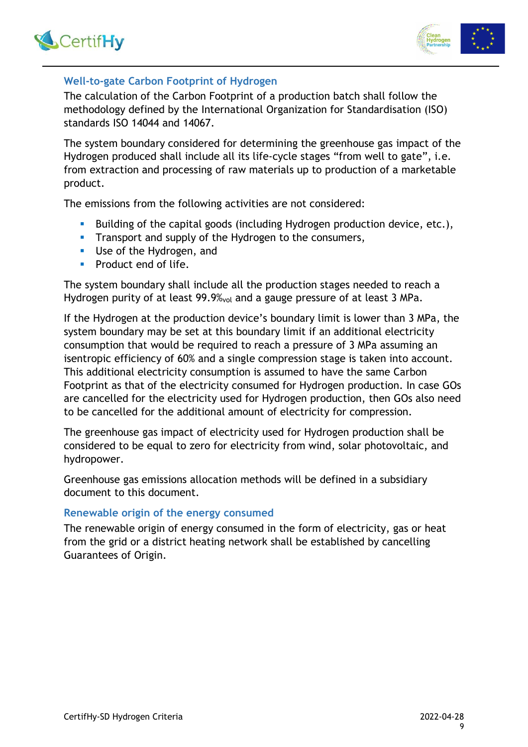## Well-to-gate Carbon Footprint of Hydrogen

The calculation of the Carbon Footprint of a production batch shall follow the methodology defined by the International Organization for Standardisation (ISO) standards ISO 14044 and 14067.

The system boundary considered for determining the greenhouse gas impact of the Hydrogen produced shall include all its life-cycle stages "from well to gate", i.e. from extraction and processing of raw materials up to production of a marketable product.

The emissions from the following activities are not considered:

- Building of the capital goods (including Hydrogen production device, etc.),
- Transport and supply of the Hydrogen to the consumers,
- Use of the Hydrogen, and
- Product end of life.

The system boundary shall include all the production stages needed to reach a Hydrogen purity of at least 99.9%$_{vol}$ and a gauge pressure of at least 3 MPa.

If the Hydrogen at the production device's boundary limit is lower than 3 MPa, the system boundary may be set at this boundary limit if an additional electricity consumption that would be required to reach a pressure of 3 MPa assuming an isentropic efficiency of 60% and a single compression stage is taken into account. This additional electricity consumption is assumed to have the same Carbon Footprint as that of the electricity consumed for Hydrogen production. In case GOs are cancelled for the electricity used for Hydrogen production, then GOs also need to be cancelled for the additional amount of electricity for compression.

The greenhouse gas impact of electricity used for Hydrogen production shall be considered to be equal to zero for electricity from wind, solar photovoltaic, and hydropower.

Greenhouse gas emissions allocation methods will be defined in a subsidiary document to this document.

## Renewable origin of the energy consumed

The renewable origin of energy consumed in the form of electricity, gas or heat from the grid or a district heating network shall be established by cancelling Guarantees of Origin.